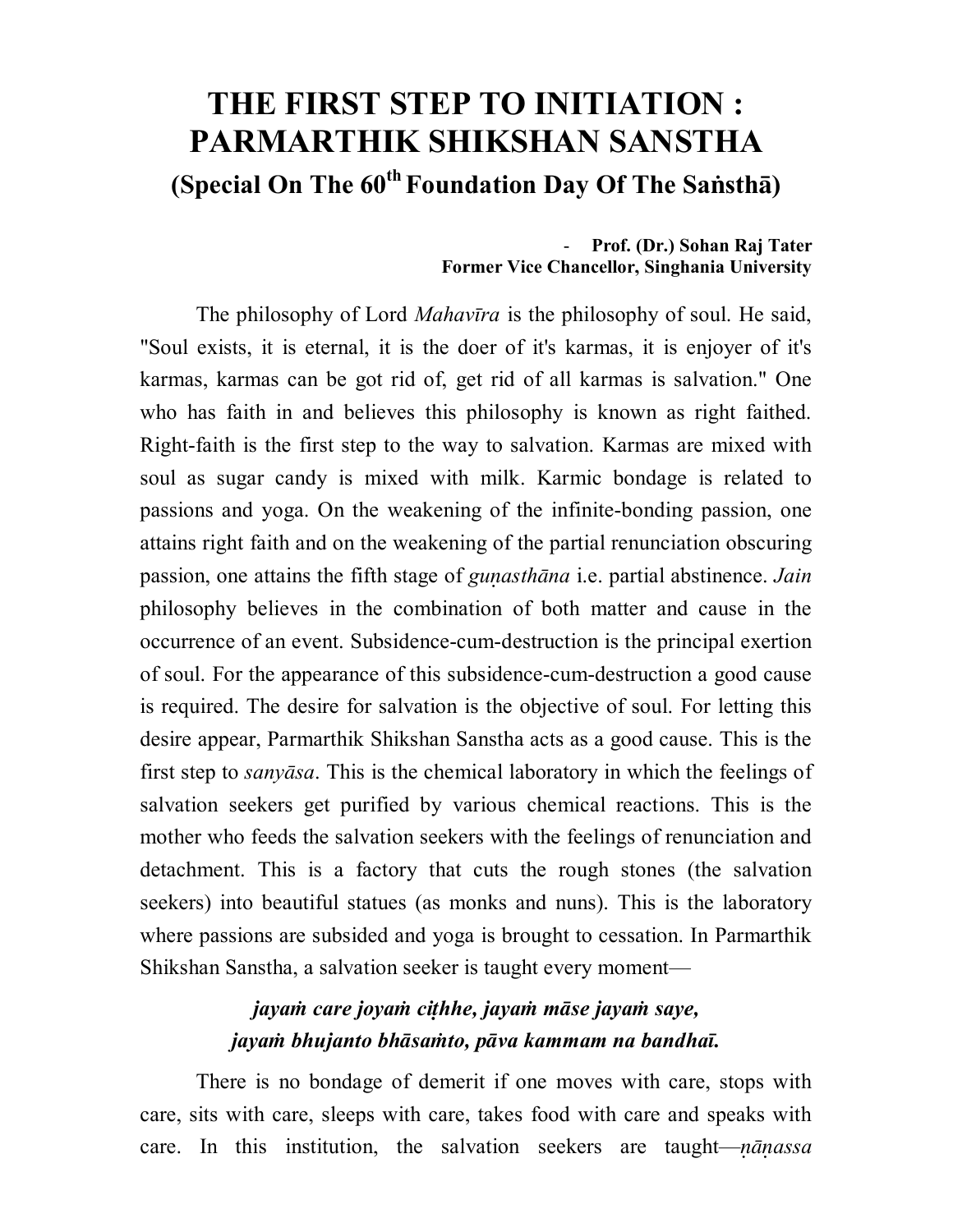# THE FIRST STEP TO INITIATION : PARMARTHIK SHIKSHAN SANSTHA

## (Special On The 60th Foundation Day Of The Saṁsthā)

**- Prof. (Dr.) Sohan Raj Tater**
**Former Vice Chancellor, Singhania University**

The philosophy of Lord *Mahavīra* is the philosophy of soul. He said, "Soul exists, it is eternal, it is the doer of it's karmas, it is enjoyer of it's karmas, karmas can be got rid of, get rid of all karmas is salvation." One who has faith in and believes this philosophy is known as right faithed. Right-faith is the first step to the way to salvation. Karmas are mixed with soul as sugar candy is mixed with milk. Karmic bondage is related to passions and yoga. On the weakening of the infinite-bonding passion, one attains right faith and on the weakening of the partial renunciation obscuring passion, one attains the fifth stage of *guṇasthāna* i.e. partial abstinence. *Jain* philosophy believes in the combination of both matter and cause in the occurrence of an event. Subsidence-cum-destruction is the principal exertion of soul. For the appearance of this subsidence-cum-destruction a good cause is required. The desire for salvation is the objective of soul. For letting this desire appear, Parmarthik Shikshan Sanstha acts as a good cause. This is the first step to *sanyāsa*. This is the chemical laboratory in which the feelings of salvation seekers get purified by various chemical reactions. This is the mother who feeds the salvation seekers with the feelings of renunciation and detachment. This is a factory that cuts the rough stones (the salvation seekers) into beautiful statues (as monks and nuns). This is the laboratory where passions are subsided and yoga is brought to cessation. In Parmarthik Shikshan Sanstha, a salvation seeker is taught every moment—

***jayaṁ care joyaṁ ciṭhhe, jayaṁ māse jayaṁ saye,***
***jayaṁ bhujanto bhāsaṁto, pāva kammam na bandhaī.***

There is no bondage of demerit if one moves with care, stops with care, sits with care, sleeps with care, takes food with care and speaks with care. In this institution, the salvation seekers are taught—*ṇāṇassa*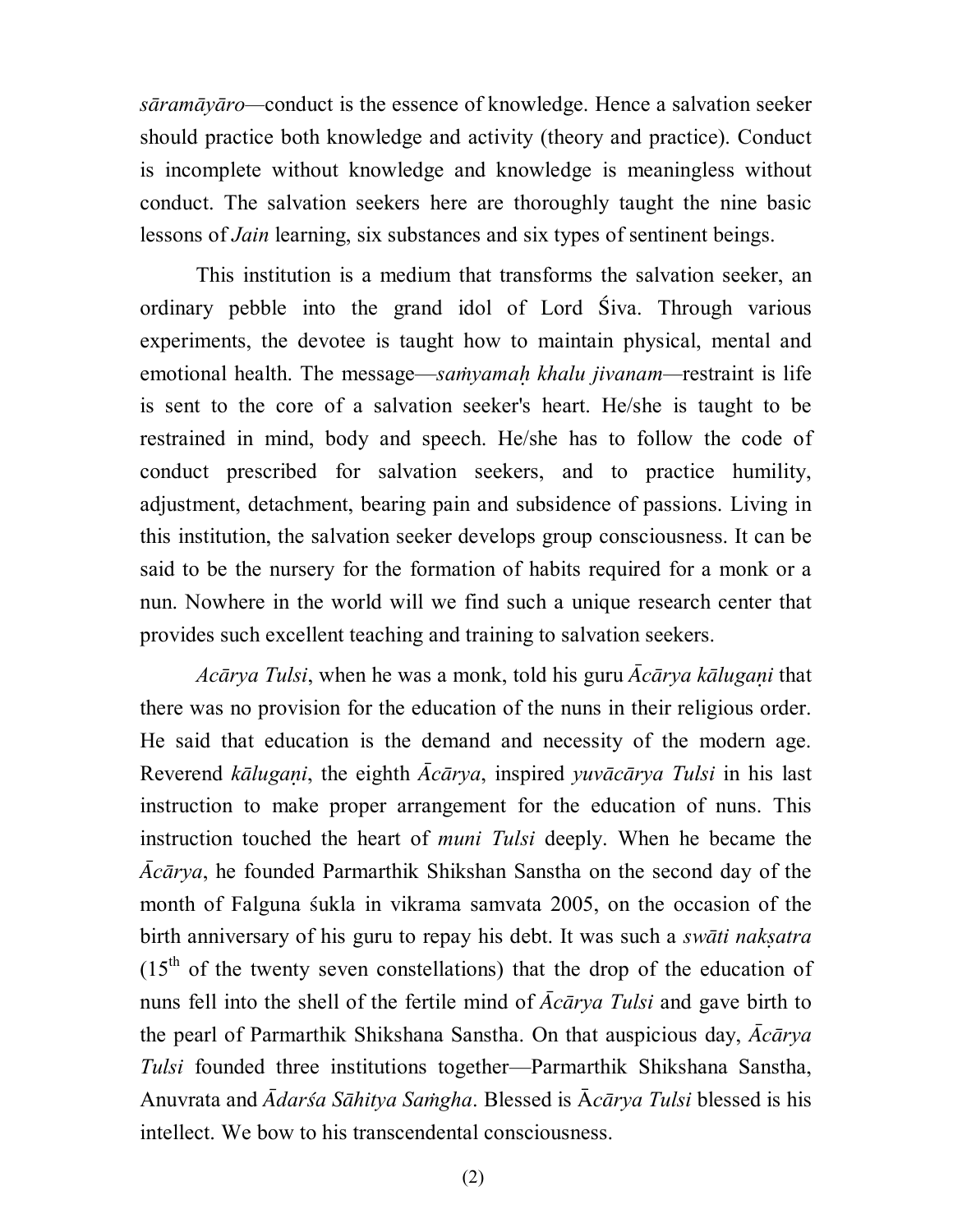*sāramāyāro*—conduct is the essence of knowledge. Hence a salvation seeker should practice both knowledge and activity (theory and practice). Conduct is incomplete without knowledge and knowledge is meaningless without conduct. The salvation seekers here are thoroughly taught the nine basic lessons of *Jain* learning, six substances and six types of sentinent beings.

This institution is a medium that transforms the salvation seeker, an ordinary pebble into the grand idol of Lord Śiva. Through various experiments, the devotee is taught how to maintain physical, mental and emotional health. The message—*saṁyamaḥ khalu jivanam*—restraint is life is sent to the core of a salvation seeker's heart. He/she is taught to be restrained in mind, body and speech. He/she has to follow the code of conduct prescribed for salvation seekers, and to practice humility, adjustment, detachment, bearing pain and subsidence of passions. Living in this institution, the salvation seeker develops group consciousness. It can be said to be the nursery for the formation of habits required for a monk or a nun. Nowhere in the world will we find such a unique research center that provides such excellent teaching and training to salvation seekers.

*Acārya Tulsi*, when he was a monk, told his guru *Ācārya kālugaṇi* that there was no provision for the education of the nuns in their religious order. He said that education is the demand and necessity of the modern age. Reverend *kālugaṇi*, the eighth *Ācārya*, inspired *yuvācārya Tulsi* in his last instruction to make proper arrangement for the education of nuns. This instruction touched the heart of *muni Tulsi* deeply. When he became the *Ācārya*, he founded Parmarthik Shikshan Sanstha on the second day of the month of Falguna śukla in vikrama samvata 2005, on the occasion of the birth anniversary of his guru to repay his debt. It was such a *swāti nakṣatra* (15th of the twenty seven constellations) that the drop of the education of nuns fell into the shell of the fertile mind of *Ācārya Tulsi* and gave birth to the pearl of Parmarthik Shikshana Sanstha. On that auspicious day, *Ācārya Tulsi* founded three institutions together—Parmarthik Shikshana Sanstha, Anuvrata and *Ādarśa Sāhitya Saṁgha*. Blessed is Ā*cārya Tulsi* blessed is his intellect. We bow to his transcendental consciousness.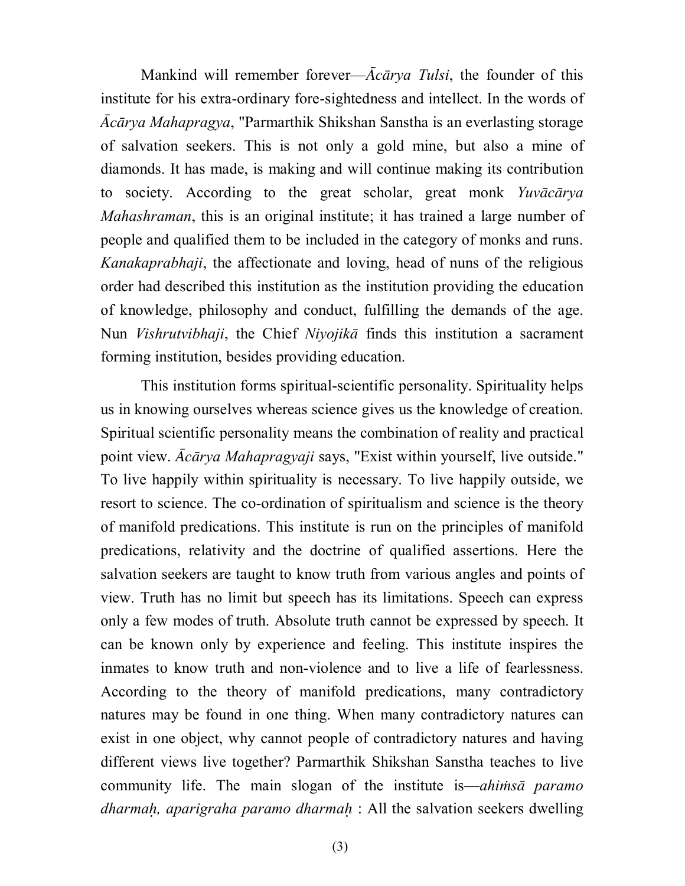Mankind will remember forever—*Ācārya Tulsi*, the founder of this institute for his extra-ordinary fore-sightedness and intellect. In the words of *Ācārya Mahapragya*, "Parmarthik Shikshan Sanstha is an everlasting storage of salvation seekers. This is not only a gold mine, but also a mine of diamonds. It has made, is making and will continue making its contribution to society. According to the great scholar, great monk *Yuvācārya Mahashraman*, this is an original institute; it has trained a large number of people and qualified them to be included in the category of monks and runs. *Kanakaprabhaji*, the affectionate and loving, head of nuns of the religious order had described this institution as the institution providing the education of knowledge, philosophy and conduct, fulfilling the demands of the age. Nun *Vishrutvibhaji*, the Chief *Niyojikā* finds this institution a sacrament forming institution, besides providing education.

This institution forms spiritual-scientific personality. Spirituality helps us in knowing ourselves whereas science gives us the knowledge of creation. Spiritual scientific personality means the combination of reality and practical point view. *Ācārya Mahapragyaji* says, "Exist within yourself, live outside." To live happily within spirituality is necessary. To live happily outside, we resort to science. The co-ordination of spiritualism and science is the theory of manifold predications. This institute is run on the principles of manifold predications, relativity and the doctrine of qualified assertions. Here the salvation seekers are taught to know truth from various angles and points of view. Truth has no limit but speech has its limitations. Speech can express only a few modes of truth. Absolute truth cannot be expressed by speech. It can be known only by experience and feeling. This institute inspires the inmates to know truth and non-violence and to live a life of fearlessness. According to the theory of manifold predications, many contradictory natures may be found in one thing. When many contradictory natures can exist in one object, why cannot people of contradictory natures and having different views live together? Parmarthik Shikshan Sanstha teaches to live community life. The main slogan of the institute is—*ahiṁsā paramo dharmaḥ, aparigraha paramo dharmaḥ* : All the salvation seekers dwelling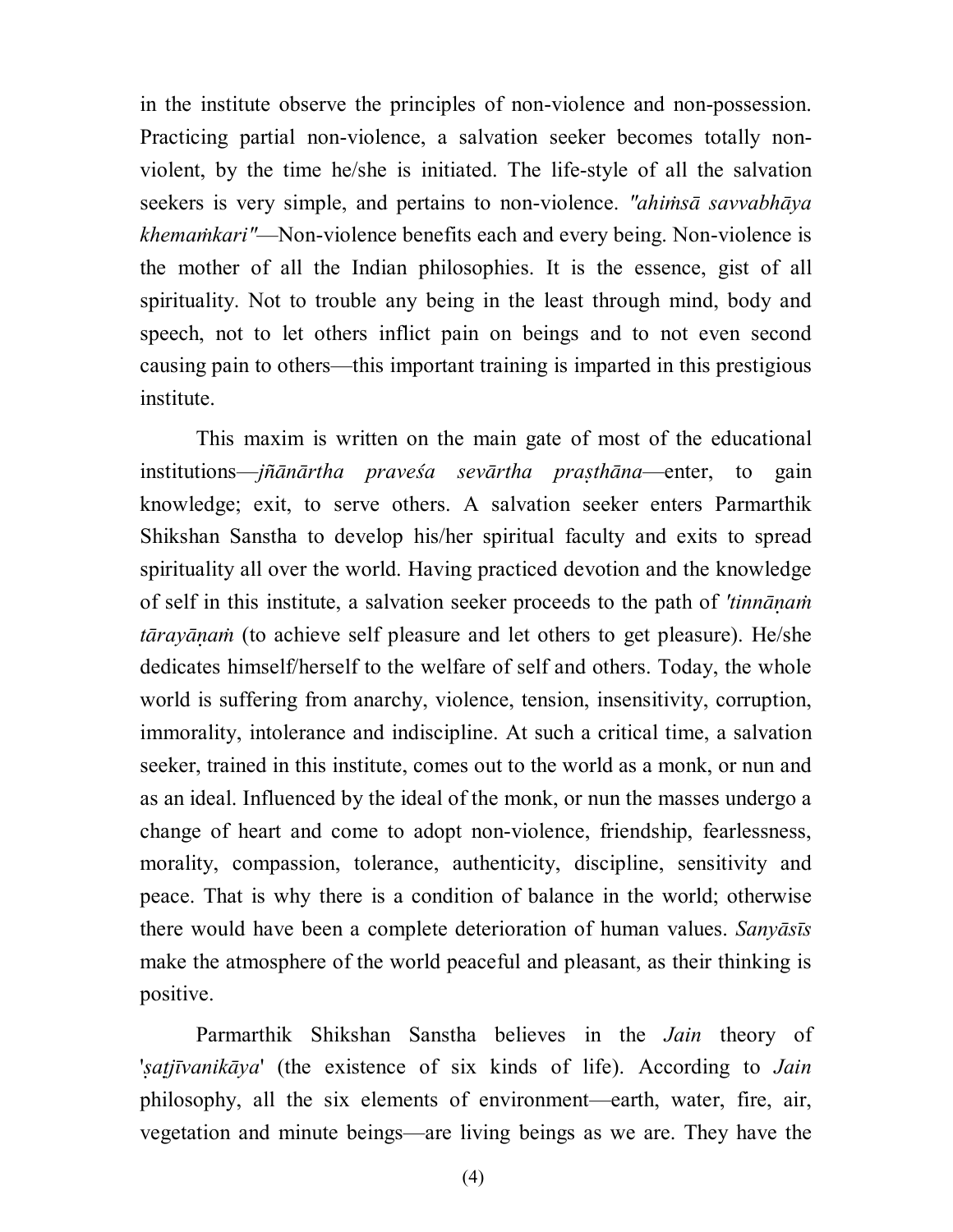in the institute observe the principles of non-violence and non-possession. Practicing partial non-violence, a salvation seeker becomes totally non-violent, by the time he/she is initiated. The life-style of all the salvation seekers is very simple, and pertains to non-violence. *"ahiṁsā savvabhāya khemaṁkari"*—Non-violence benefits each and every being. Non-violence is the mother of all the Indian philosophies. It is the essence, gist of all spirituality. Not to trouble any being in the least through mind, body and speech, not to let others inflict pain on beings and to not even second causing pain to others—this important training is imparted in this prestigious institute.

This maxim is written on the main gate of most of the educational institutions—*jñānārtha praveśa sevārtha praṣthāna*—enter, to gain knowledge; exit, to serve others. A salvation seeker enters Parmarthik Shikshan Sanstha to develop his/her spiritual faculty and exits to spread spirituality all over the world. Having practiced devotion and the knowledge of self in this institute, a salvation seeker proceeds to the path of *'tinnāṇaṁ tārayāṇaṁ* (to achieve self pleasure and let others to get pleasure). He/she dedicates himself/herself to the welfare of self and others. Today, the whole world is suffering from anarchy, violence, tension, insensitivity, corruption, immorality, intolerance and indiscipline. At such a critical time, a salvation seeker, trained in this institute, comes out to the world as a monk, or nun and as an ideal. Influenced by the ideal of the monk, or nun the masses undergo a change of heart and come to adopt non-violence, friendship, fearlessness, morality, compassion, tolerance, authenticity, discipline, sensitivity and peace. That is why there is a condition of balance in the world; otherwise there would have been a complete deterioration of human values. *Sanyāsīs* make the atmosphere of the world peaceful and pleasant, as their thinking is positive.

Parmarthik Shikshan Sanstha believes in the *Jain* theory of '*ṣaṭjīvanikāya*' (the existence of six kinds of life). According to *Jain* philosophy, all the six elements of environment—earth, water, fire, air, vegetation and minute beings—are living beings as we are. They have the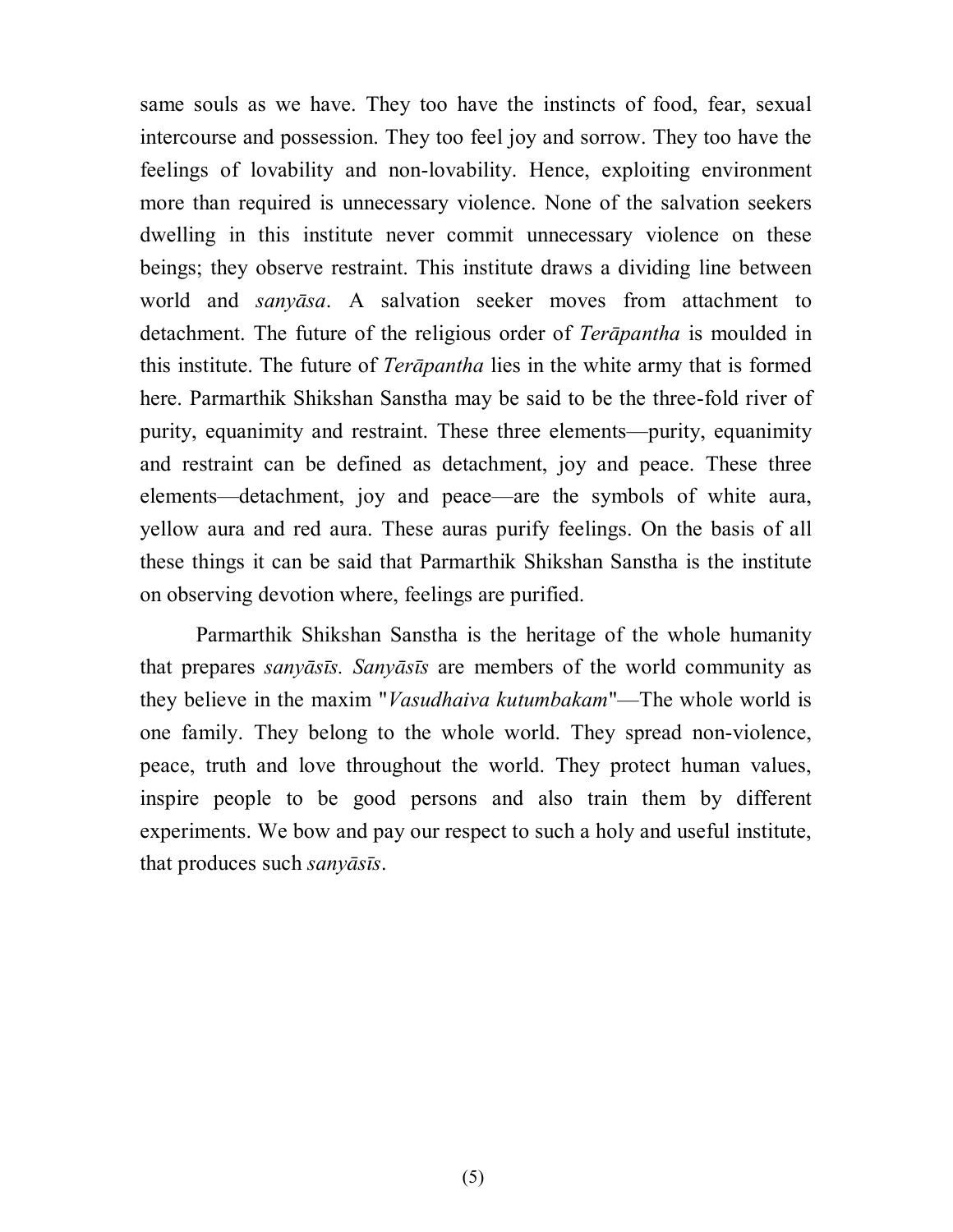same souls as we have. They too have the instincts of food, fear, sexual intercourse and possession. They too feel joy and sorrow. They too have the feelings of lovability and non-lovability. Hence, exploiting environment more than required is unnecessary violence. None of the salvation seekers dwelling in this institute never commit unnecessary violence on these beings; they observe restraint. This institute draws a dividing line between world and *sanyāsa*. A salvation seeker moves from attachment to detachment. The future of the religious order of *Terāpantha* is moulded in this institute. The future of *Terāpantha* lies in the white army that is formed here. Parmarthik Shikshan Sanstha may be said to be the three-fold river of purity, equanimity and restraint. These three elements—purity, equanimity and restraint can be defined as detachment, joy and peace. These three elements—detachment, joy and peace—are the symbols of white aura, yellow aura and red aura. These auras purify feelings. On the basis of all these things it can be said that Parmarthik Shikshan Sanstha is the institute on observing devotion where, feelings are purified.

Parmarthik Shikshan Sanstha is the heritage of the whole humanity that prepares *sanyāsīs. Sanyāsīs* are members of the world community as they believe in the maxim "*Vasudhaiva kutumbakam*"—The whole world is one family. They belong to the whole world. They spread non-violence, peace, truth and love throughout the world. They protect human values, inspire people to be good persons and also train them by different experiments. We bow and pay our respect to such a holy and useful institute, that produces such *sanyāsīs*.